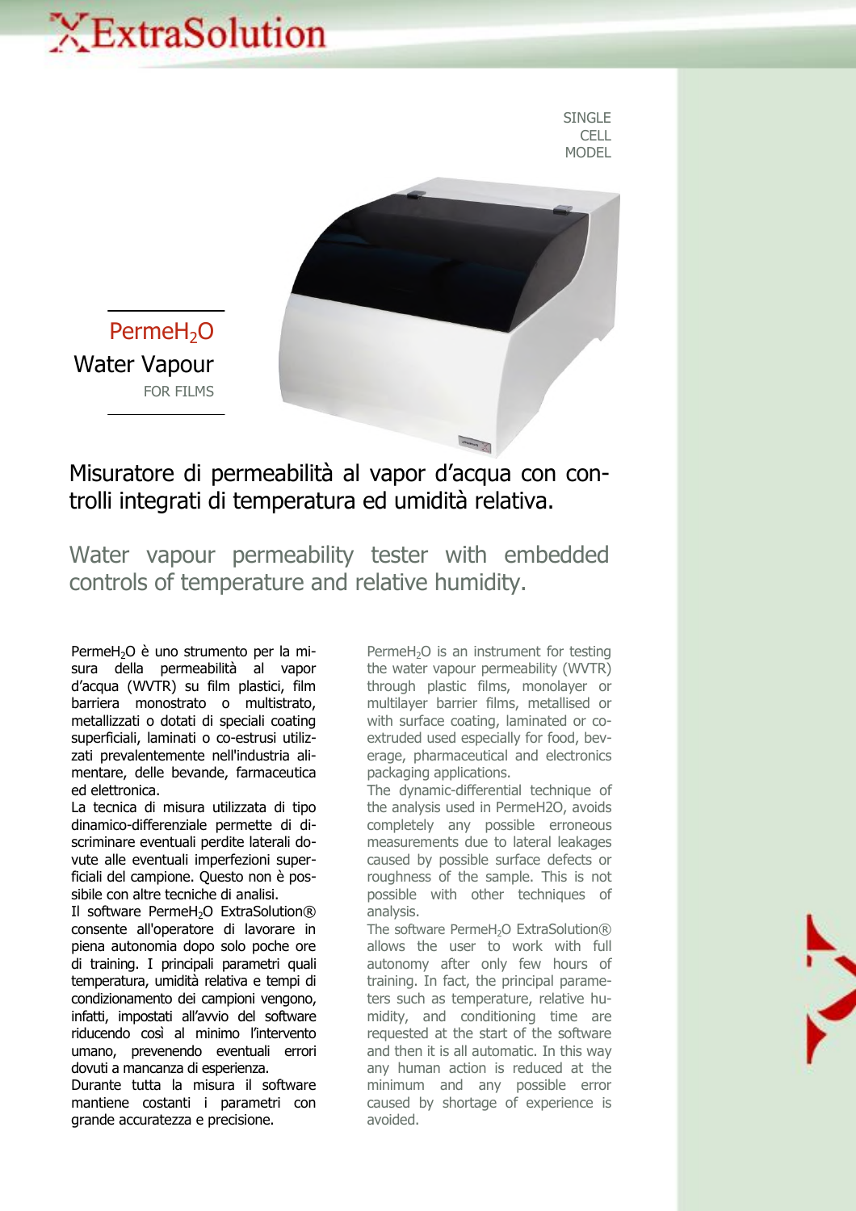# ExtraSolution

SINGLE CELL MODEL

## Perme$H_2O$

## Water Vapour

FOR FILMS

## Misuratore di permeabilità al vapor d'acqua con controlli integrati di temperatura ed umidità relativa.

## Water vapour permeability tester with embedded controls of temperature and relative humidity.

Perme$H_2O$ è uno strumento per la misura della permeabilità al vapor d'acqua (WVTR) su film plastici, film barriera monostrato o multistrato, metallizzati o dotati di speciali coating superficiali, laminati o co-estrusi utilizzati prevalentemente nell'industria alimentare, delle bevande, farmaceutica ed elettronica.

La tecnica di misura utilizzata di tipo dinamico-differenziale permette di discriminare eventuali perdite laterali dovute alle eventuali imperfezioni superficiali del campione. Questo non è possibile con altre tecniche di analisi.

Il software Perme$H_2O$ ExtraSolution® consente all'operatore di lavorare in piena autonomia dopo solo poche ore di training. I principali parametri quali temperatura, umidità relativa e tempi di condizionamento dei campioni vengono, infatti, impostati all'avvio del software riducendo così al minimo l'intervento umano, prevenendo eventuali errori dovuti a mancanza di esperienza.

Durante tutta la misura il software mantiene costanti i parametri con grande accuratezza e precisione.

Perme$H_2O$ is an instrument for testing the water vapour permeability (WVTR) through plastic films, monolayer or multilayer barrier films, metallised or with surface coating, laminated or co-extruded used especially for food, beverage, pharmaceutical and electronics packaging applications.

The dynamic-differential technique of the analysis used in PermeH2O, avoids completely any possible erroneous measurements due to lateral leakages caused by possible surface defects or roughness of the sample. This is not possible with other techniques of analysis.

The software Perme$H_2O$ ExtraSolution® allows the user to work with full autonomy after only few hours of training. In fact, the principal parameters such as temperature, relative humidity, and conditioning time are requested at the start of the software and then it is all automatic. In this way any human action is reduced at the minimum and any possible error caused by shortage of experience is avoided.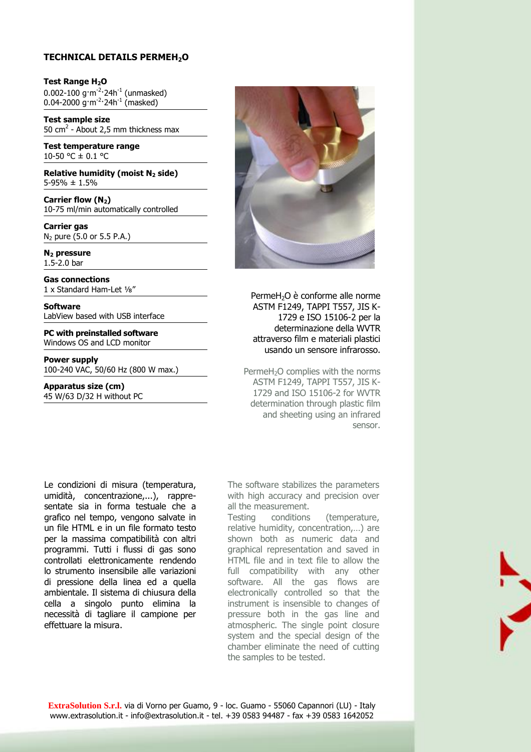## TECHNICAL DETAILS PERMEH$_2$O

**Test Range $H_2O$**
0.002-100 $g \cdot m^{-2} \cdot 24h^{-1}$ (unmasked)
0.04-2000 $g \cdot m^{-2} \cdot 24h^{-1}$ (masked)

**Test sample size**
50 $cm^2$ - About 2,5 mm thickness max

**Test temperature range**
10-50 °C ± 0.1 °C

**Relative humidity (moist $N_2$ side)**
5-95% ± 1.5%

**Carrier flow ($N_2$)**
10-75 ml/min automatically controlled

**Carrier gas**
$N_2$ pure (5.0 or 5.5 P.A.)

**$N_2$ pressure**
1.5-2.0 bar

**Gas connections**
1 x Standard Ham-Let ⅛"

**Software**
LabView based with USB interface

**PC with preinstalled software**
Windows OS and LCD monitor

**Power supply**
100-240 VAC, 50/60 Hz (800 W max.)

**Apparatus size (cm)**
45 W/63 D/32 H without PC

PermeH$_2$O è conforme alle norme ASTM F1249, TAPPI T557, JIS K-1729 e ISO 15106-2 per la determinazione della WVTR attraverso film e materiali plastici usando un sensore infrarosso.

PermeH$_2$O complies with the norms ASTM F1249, TAPPI T557, JIS K-1729 and ISO 15106-2 for WVTR determination through plastic film and sheeting using an infrared sensor.

Le condizioni di misura (temperatura, umidità, concentrazione,...), rappresentate sia in forma testuale che a grafico nel tempo, vengono salvate in un file HTML e in un file formato testo per la massima compatibilità con altri programmi. Tutti i flussi di gas sono controllati elettronicamente rendendo lo strumento insensibile alle variazioni di pressione della linea ed a quella ambientale. Il sistema di chiusura della cella a singolo punto elimina la necessità di tagliare il campione per effettuare la misura.

The software stabilizes the parameters with high accuracy and precision over all the measurement.
Testing conditions (temperature, relative humidity, concentration,…) are shown both as numeric data and graphical representation and saved in HTML file and in text file to allow the full compatibility with any other software. All the gas flows are electronically controlled so that the instrument is insensible to changes of pressure both in the gas line and atmospheric. The single point closure system and the special design of the chamber eliminate the need of cutting the samples to be tested.

**ExtraSolution S.r.l.** via di Vorno per Guamo, 9 - loc. Guamo - 55060 Capannori (LU) - Italy
www.extrasolution.it - info@extrasolution.it - tel. +39 0583 94487 - fax +39 0583 1642052